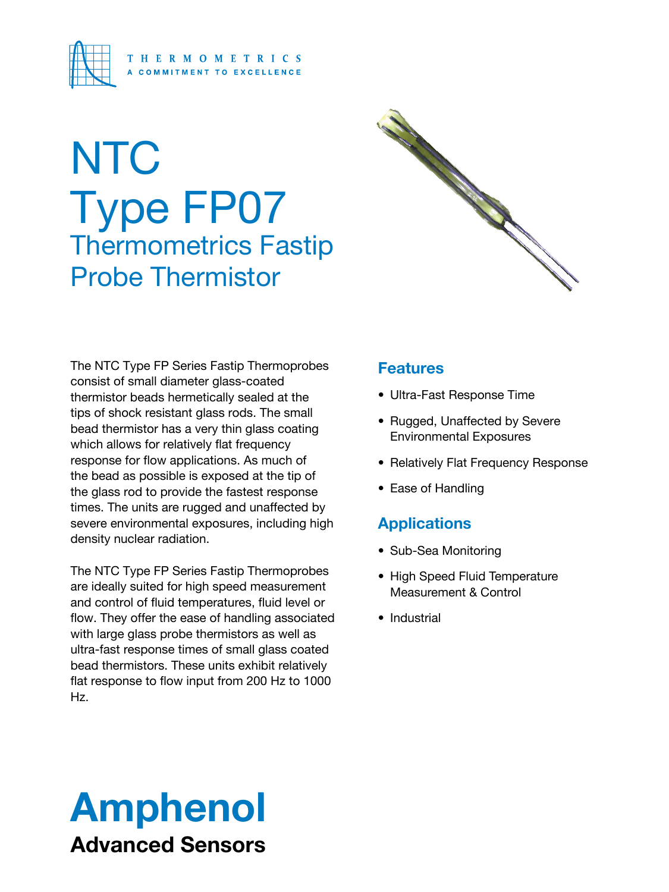THERMOMETRICS
A COMMITMENT TO EXCELLENCE

# NTC Type FP07

## Thermometrics Fastip Probe Thermistor

The NTC Type FP Series Fastip Thermoprobes consist of small diameter glass-coated thermistor beads hermetically sealed at the tips of shock resistant glass rods. The small bead thermistor has a very thin glass coating which allows for relatively flat frequency response for flow applications. As much of the bead as possible is exposed at the tip of the glass rod to provide the fastest response times. The units are rugged and unaffected by severe environmental exposures, including high density nuclear radiation.

The NTC Type FP Series Fastip Thermoprobes are ideally suited for high speed measurement and control of fluid temperatures, fluid level or flow. They offer the ease of handling associated with large glass probe thermistors as well as ultra-fast response times of small glass coated bead thermistors. These units exhibit relatively flat response to flow input from 200 Hz to 1000 Hz.

### Features

- Ultra-Fast Response Time
- Rugged, Unaffected by Severe Environmental Exposures
- Relatively Flat Frequency Response
- Ease of Handling

### Applications

- Sub-Sea Monitoring
- High Speed Fluid Temperature Measurement & Control
- Industrial

**Amphenol**
**Advanced Sensors**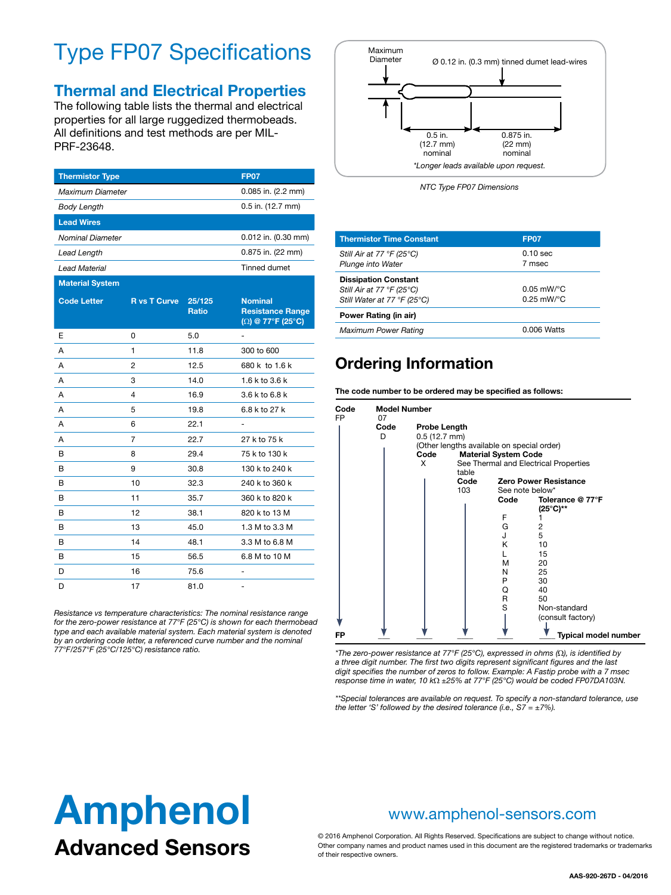# Type FP07 Specifications

## Thermal and Electrical Properties

The following table lists the thermal and electrical properties for all large ruggedized thermobeads. All definitions and test methods are per MIL-PRF-23648.

| Thermistor Type | | | FP07 |
|---|---|---|---|
| *Maximum Diameter* | | | 0.085 in. (2.2 mm) |
| *Body Length* | | | 0.5 in. (12.7 mm) |
| **Lead Wires** | | | |
| *Nominal Diameter* | | | 0.012 in. (0.30 mm) |
| *Lead Length* | | | 0.875 in. (22 mm) |
| *Lead Material* | | | Tinned dumet |
| **Material System** | | | |
| **Code Letter** | **R vs T Curve** | **25/125 Ratio** | **Nominal Resistance Range (Ω) @ 77°F (25°C)** |
| E | 0 | 5.0 | - |
| A | 1 | 11.8 | 300 to 600 |
| A | 2 | 12.5 | 680 k to 1.6 k |
| A | 3 | 14.0 | 1.6 k to 3.6 k |
| A | 4 | 16.9 | 3.6 k to 6.8 k |
| A | 5 | 19.8 | 6.8 k to 27 k |
| A | 6 | 22.1 | - |
| A | 7 | 22.7 | 27 k to 75 k |
| B | 8 | 29.4 | 75 k to 130 k |
| B | 9 | 30.8 | 130 k to 240 k |
| B | 10 | 32.3 | 240 k to 360 k |
| B | 11 | 35.7 | 360 k to 820 k |
| B | 12 | 38.1 | 820 k to 13 M |
| B | 13 | 45.0 | 1.3 M to 3.3 M |
| B | 14 | 48.1 | 3.3 M to 6.8 M |
| B | 15 | 56.5 | 6.8 M to 10 M |
| D | 16 | 75.6 | - |
| D | 17 | 81.0 | - |

*Resistance vs temperature characteristics: The nominal resistance range for the zero-power resistance at 77°F (25°C) is shown for each thermobead type and each available material system. Each material system is denoted by an ordering code letter, a referenced curve number and the nominal 77°F/257°F (25°C/125°C) resistance ratio.*

Maximum Diameter

Ø 0.12 in. (0.3 mm) tinned dumet lead-wires

0.5 in. (12.7 mm) nominal

0.875 in. (22 mm) nominal

*Longer leads available upon request.*

*NTC Type FP07 Dimensions*

| Thermistor Time Constant | FP07 |
|---|---|
| *Still Air at 77 °F (25°C)* | 0.10 sec |
| *Plunge into Water* | 7 msec |
| **Dissipation Constant** | |
| *Still Air at 77 °F (25°C)* | 0.05 mW/°C |
| *Still Water at 77 °F (25°C)* | 0.25 mW/°C |
| **Power Rating (in air)** | |
| *Maximum Power Rating* | 0.006 Watts |

## Ordering Information

**The code number to be ordered may be specified as follows:**

**Code** FP — **Model Number** 07

**Code** D — **Probe Length** 0.5 (12.7 mm) (Other lengths available on special order)

**Code** X — **Material System Code** See Thermal and Electrical Properties table

**Code** 103 — **Zero Power Resistance** See note below*

| Code | Tolerance @ 77°F (25°C)** |
|---|---|
| F | 1 |
| G | 2 |
| J | 5 |
| K | 10 |
| L | 15 |
| M | 20 |
| N | 25 |
| P | 30 |
| Q | 40 |
| R | 50 |
| S | Non-standard (consult factory) |

FP ___ ___ ___ ___ ___ **Typical model number**

*The zero-power resistance at 77°F (25°C), expressed in ohms (Ω), is identified by a three digit number. The first two digits represent significant figures and the last digit specifies the number of zeros to follow. Example: A Fastip probe with a 7 msec response time in water, 10 kΩ ±25% at 77°F (25°C) would be coded FP07DA103N.*

*\*\*Special tolerances are available on request. To specify a non-standard tolerance, use the letter 'S' followed by the desired tolerance (i.e., S7 = ±7%).*

**Amphenol**
**Advanced Sensors**

www.amphenol-sensors.com

© 2016 Amphenol Corporation. All Rights Reserved. Specifications are subject to change without notice. Other company names and product names used in this document are the registered trademarks or trademarks of their respective owners.

AAS-920-267D - 04/2016